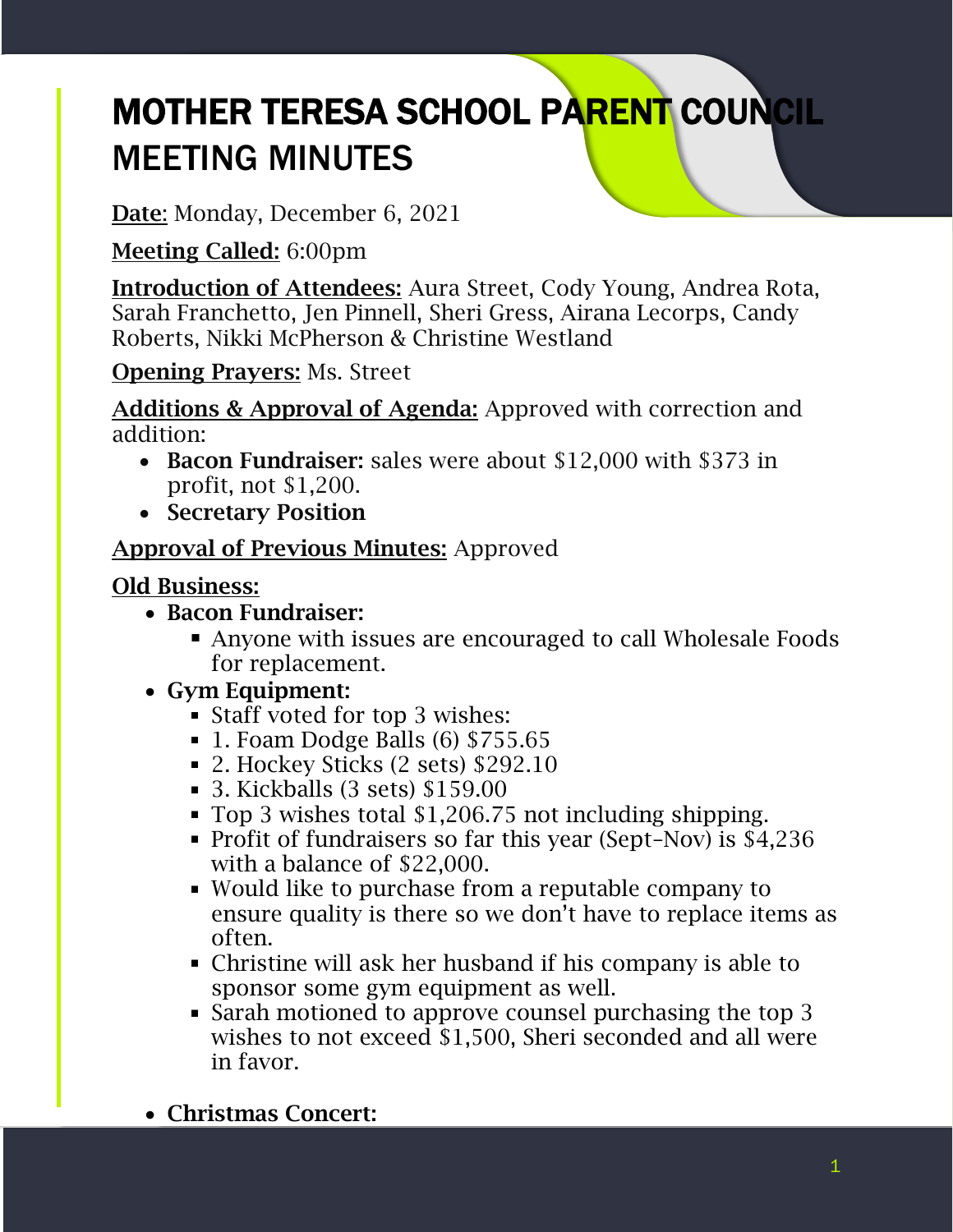# MOTHER TERESA SCHOOL PARENT COUNCIL MEETING MINUTES

<u>**Date**</u>: Monday, December 6, 2021

<u>**Meeting Called:**</u> 6:00pm

<u>**Introduction of Attendees:**</u> Aura Street, Cody Young, Andrea Rota, Sarah Franchetto, Jen Pinnell, Sheri Gress, Airana Lecorps, Candy Roberts, Nikki McPherson & Christine Westland

<u>**Opening Prayers:**</u> Ms. Street

<u>**Additions & Approval of Agenda:**</u> Approved with correction and addition:

- **Bacon Fundraiser:** sales were about $12,000 with $373 in profit, not $1,200.
- **Secretary Position**

<u>**Approval of Previous Minutes:**</u> Approved

<u>**Old Business:**</u>

- **Bacon Fundraiser:**
    - Anyone with issues are encouraged to call Wholesale Foods for replacement.
- **Gym Equipment:**
    - Staff voted for top 3 wishes:
    - 1. Foam Dodge Balls (6) $755.65
    - 2. Hockey Sticks (2 sets) $292.10
    - 3. Kickballs (3 sets) $159.00
    - Top 3 wishes total $1,206.75 not including shipping.
    - Profit of fundraisers so far this year (Sept–Nov) is $4,236 with a balance of $22,000.
    - Would like to purchase from a reputable company to ensure quality is there so we don't have to replace items as often.
    - Christine will ask her husband if his company is able to sponsor some gym equipment as well.
    - Sarah motioned to approve counsel purchasing the top 3 wishes to not exceed $1,500, Sheri seconded and all were in favor.
- **Christmas Concert:**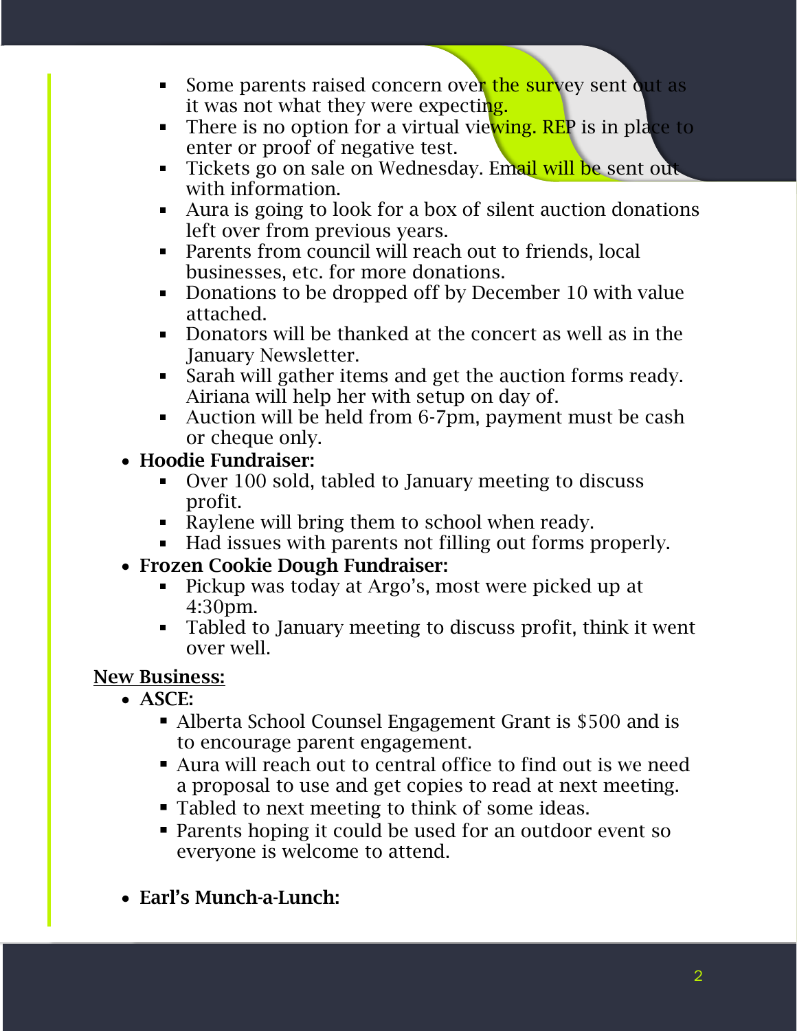- Some parents raised concern over the survey sent out as it was not what they were expecting.
    - There is no option for a virtual viewing. REP is in place to enter or proof of negative test.
    - Tickets go on sale on Wednesday. Email will be sent out with information.
    - Aura is going to look for a box of silent auction donations left over from previous years.
    - Parents from council will reach out to friends, local businesses, etc. for more donations.
    - Donations to be dropped off by December 10 with value attached.
    - Donators will be thanked at the concert as well as in the January Newsletter.
    - Sarah will gather items and get the auction forms ready. Airiana will help her with setup on day of.
    - Auction will be held from 6-7pm, payment must be cash or cheque only.
- **Hoodie Fundraiser:**
    - Over 100 sold, tabled to January meeting to discuss profit.
    - Raylene will bring them to school when ready.
    - Had issues with parents not filling out forms properly.
- **Frozen Cookie Dough Fundraiser:**
    - Pickup was today at Argo's, most were picked up at 4:30pm.
    - Tabled to January meeting to discuss profit, think it went over well.

<u>**New Business:**</u>

- **ASCE:**
    - Alberta School Counsel Engagement Grant is $500 and is to encourage parent engagement.
    - Aura will reach out to central office to find out is we need a proposal to use and get copies to read at next meeting.
    - Tabled to next meeting to think of some ideas.
    - Parents hoping it could be used for an outdoor event so everyone is welcome to attend.

- **Earl's Munch-a-Lunch:**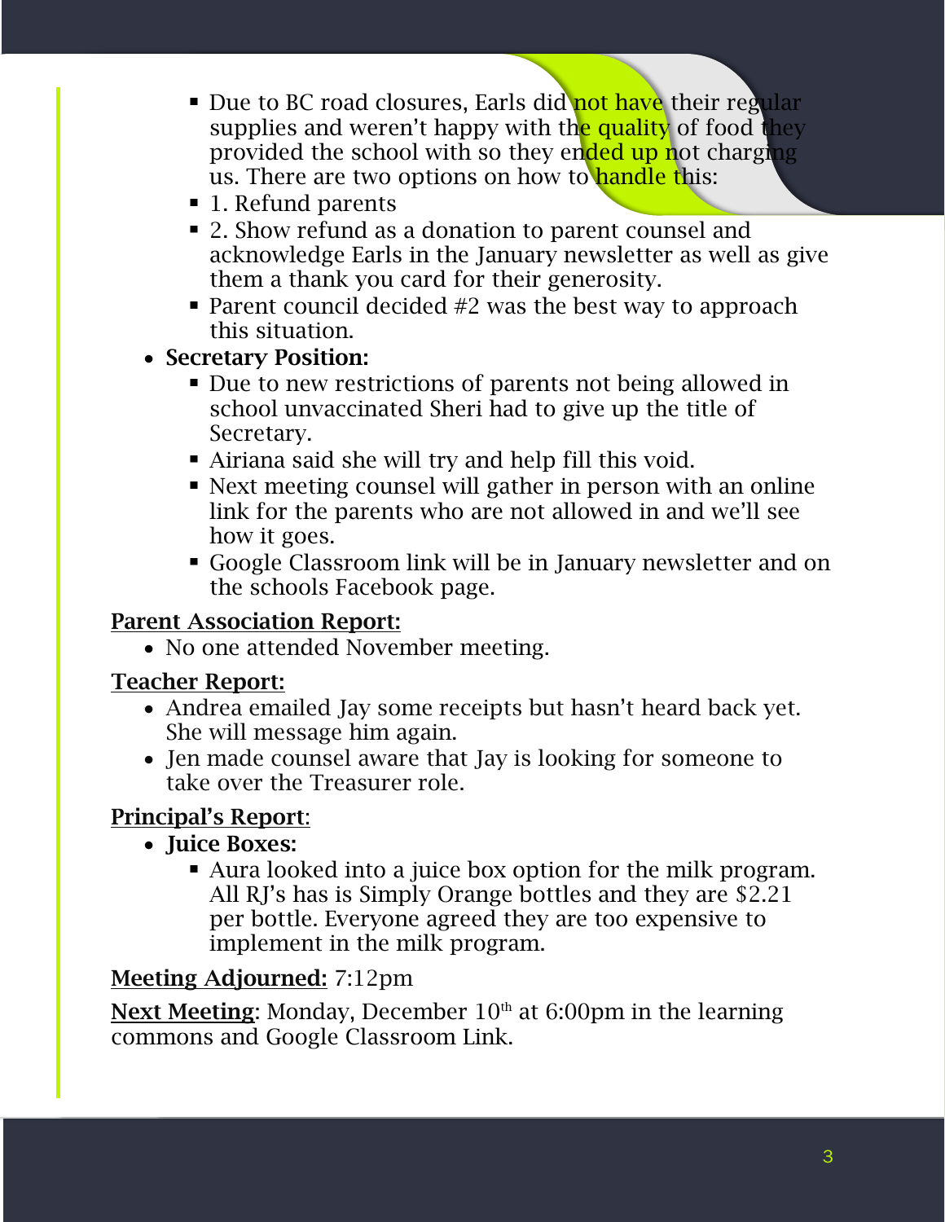- Due to BC road closures, Earls did not have their regular supplies and weren't happy with the quality of food they provided the school with so they ended up not charging us. There are two options on how to handle this:
  - 1. Refund parents
  - 2. Show refund as a donation to parent counsel and acknowledge Earls in the January newsletter as well as give them a thank you card for their generosity.
  - Parent council decided #2 was the best way to approach this situation.
- **Secretary Position:**
  - Due to new restrictions of parents not being allowed in school unvaccinated Sheri had to give up the title of Secretary.
  - Airiana said she will try and help fill this void.
  - Next meeting counsel will gather in person with an online link for the parents who are not allowed in and we'll see how it goes.
  - Google Classroom link will be in January newsletter and on the schools Facebook page.

**<u>Parent Association Report:</u>**

- No one attended November meeting.

**<u>Teacher Report:</u>**

- Andrea emailed Jay some receipts but hasn't heard back yet. She will message him again.
- Jen made counsel aware that Jay is looking for someone to take over the Treasurer role.

**<u>Principal's Report</u>**:

- **Juice Boxes:**
  - Aura looked into a juice box option for the milk program. All RJ's has is Simply Orange bottles and they are $2.21 per bottle. Everyone agreed they are too expensive to implement in the milk program.

**<u>Meeting Adjourned:</u>** 7:12pm

**<u>Next Meeting</u>**: Monday, December 10th at 6:00pm in the learning commons and Google Classroom Link.